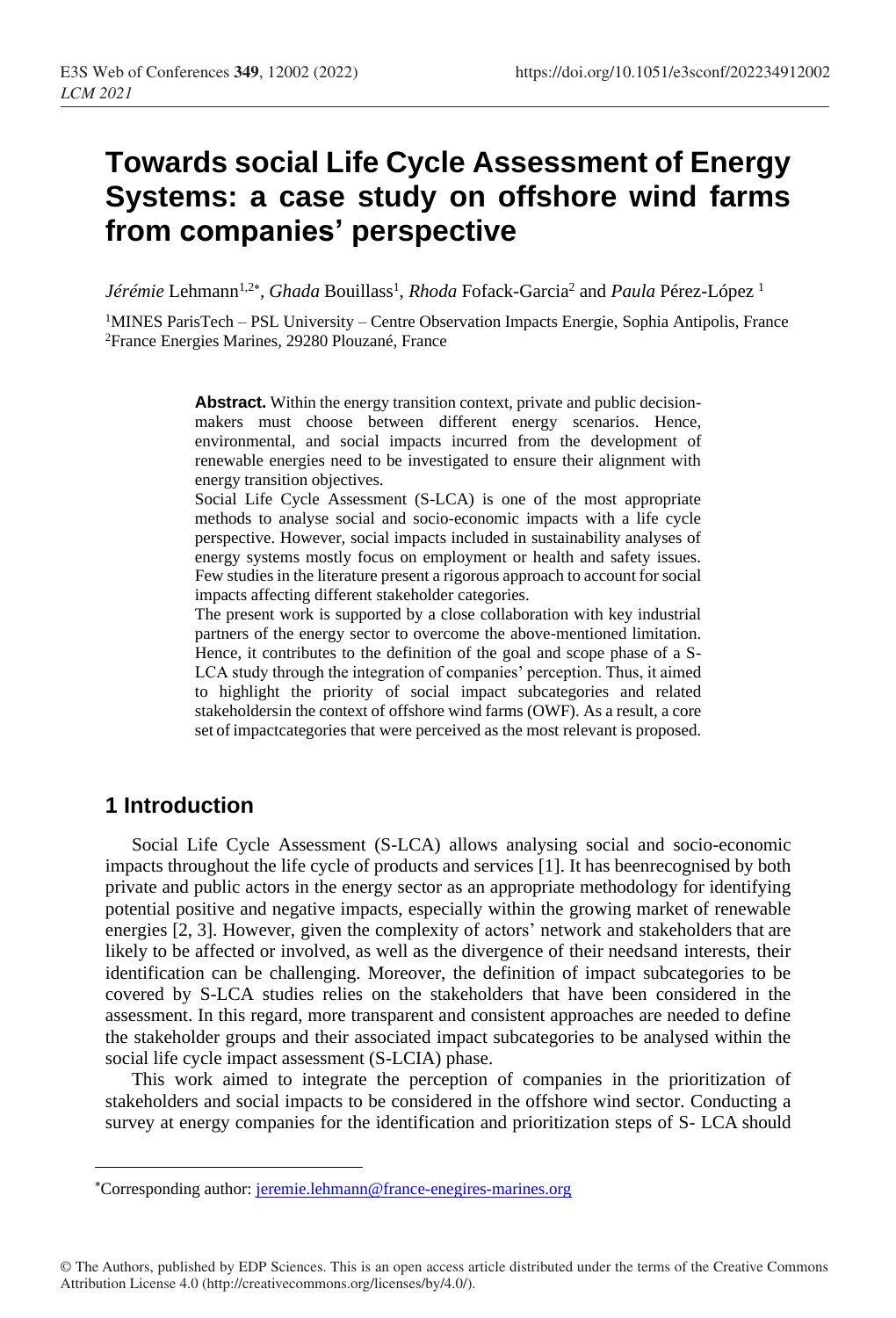# Towards social Life Cycle Assessment of Energy Systems: a case study on offshore wind farms from companies' perspective

*Jérémie* Lehmann[1,2*], *Ghada* Bouillass[1], *Rhoda* Fofack-Garcia[2] and *Paula* Pérez-López [1]

[1]MINES ParisTech – PSL University – Centre Observation Impacts Energie, Sophia Antipolis, France
[2]France Energies Marines, 29280 Plouzané, France

**Abstract.** Within the energy transition context, private and public decision-makers must choose between different energy scenarios. Hence, environmental, and social impacts incurred from the development of renewable energies need to be investigated to ensure their alignment with energy transition objectives.

Social Life Cycle Assessment (S-LCA) is one of the most appropriate methods to analyse social and socio-economic impacts with a life cycle perspective. However, social impacts included in sustainability analyses of energy systems mostly focus on employment or health and safety issues. Few studies in the literature present a rigorous approach to account for social impacts affecting different stakeholder categories.

The present work is supported by a close collaboration with key industrial partners of the energy sector to overcome the above-mentioned limitation. Hence, it contributes to the definition of the goal and scope phase of a S-LCA study through the integration of companies' perception. Thus, it aimed to highlight the priority of social impact subcategories and related stakeholdersin the context of offshore wind farms (OWF). As a result, a core set of impactcategories that were perceived as the most relevant is proposed.

## 1 Introduction

Social Life Cycle Assessment (S-LCA) allows analysing social and socio-economic impacts throughout the life cycle of products and services [1]. It has beenrecognised by both private and public actors in the energy sector as an appropriate methodology for identifying potential positive and negative impacts, especially within the growing market of renewable energies [2, 3]. However, given the complexity of actors' network and stakeholders that are likely to be affected or involved, as well as the divergence of their needsand interests, their identification can be challenging. Moreover, the definition of impact subcategories to be covered by S-LCA studies relies on the stakeholders that have been considered in the assessment. In this regard, more transparent and consistent approaches are needed to define the stakeholder groups and their associated impact subcategories to be analysed within the social life cycle impact assessment (S-LCIA) phase.

This work aimed to integrate the perception of companies in the prioritization of stakeholders and social impacts to be considered in the offshore wind sector. Conducting a survey at energy companies for the identification and prioritization steps of S- LCA should

---

*Corresponding author: jeremie.lehmann@france-enegires-marines.org

© The Authors, published by EDP Sciences. This is an open access article distributed under the terms of the Creative Commons Attribution License 4.0 (http://creativecommons.org/licenses/by/4.0/).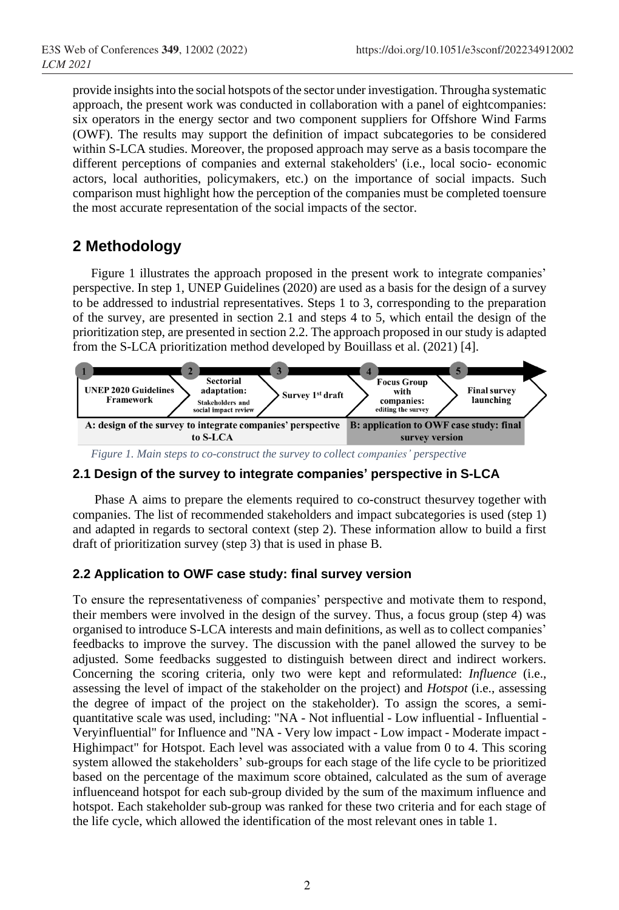provide insights into the social hotspots of the sector under investigation. Througha systematic approach, the present work was conducted in collaboration with a panel of eightcompanies: six operators in the energy sector and two component suppliers for Offshore Wind Farms (OWF). The results may support the definition of impact subcategories to be considered within S-LCA studies. Moreover, the proposed approach may serve as a basis tocompare the different perceptions of companies and external stakeholders' (i.e., local socio- economic actors, local authorities, policymakers, etc.) on the importance of social impacts. Such comparison must highlight how the perception of the companies must be completed toensure the most accurate representation of the social impacts of the sector.

## 2 Methodology

Figure 1 illustrates the approach proposed in the present work to integrate companies' perspective. In step 1, UNEP Guidelines (2020) are used as a basis for the design of a survey to be addressed to industrial representatives. Steps 1 to 3, corresponding to the preparation of the survey, are presented in section 2.1 and steps 4 to 5, which entail the design of the prioritization step, are presented in section 2.2. The approach proposed in our study is adapted from the S-LCA prioritization method developed by Bouillass et al. (2021) [4].

1 UNEP 2020 Guidelines Framework

2 Sectorial adaptation: Stakeholders and social impact review

3 Survey 1st draft

4 Focus Group with companies: editing the survey

5 Final survey launching

A: design of the survey to integrate companies' perspective to S-LCA

B: application to OWF case study: final survey version

*Figure 1. Main steps to co-construct the survey to collect companies' perspective*

### 2.1 Design of the survey to integrate companies' perspective in S-LCA

Phase A aims to prepare the elements required to co-construct thesurvey together with companies. The list of recommended stakeholders and impact subcategories is used (step 1) and adapted in regards to sectoral context (step 2). These information allow to build a first draft of prioritization survey (step 3) that is used in phase B.

### 2.2 Application to OWF case study: final survey version

To ensure the representativeness of companies' perspective and motivate them to respond, their members were involved in the design of the survey. Thus, a focus group (step 4) was organised to introduce S-LCA interests and main definitions, as well as to collect companies' feedbacks to improve the survey. The discussion with the panel allowed the survey to be adjusted. Some feedbacks suggested to distinguish between direct and indirect workers. Concerning the scoring criteria, only two were kept and reformulated: *Influence* (i.e., assessing the level of impact of the stakeholder on the project) and *Hotspot* (i.e., assessing the degree of impact of the project on the stakeholder). To assign the scores, a semi-quantitative scale was used, including: "NA - Not influential - Low influential - Influential - Veryinfluential" for Influence and "NA - Very low impact - Low impact - Moderate impact - Highimpact" for Hotspot. Each level was associated with a value from 0 to 4. This scoring system allowed the stakeholders' sub-groups for each stage of the life cycle to be prioritized based on the percentage of the maximum score obtained, calculated as the sum of average influenceand hotspot for each sub-group divided by the sum of the maximum influence and hotspot. Each stakeholder sub-group was ranked for these two criteria and for each stage of the life cycle, which allowed the identification of the most relevant ones in table 1.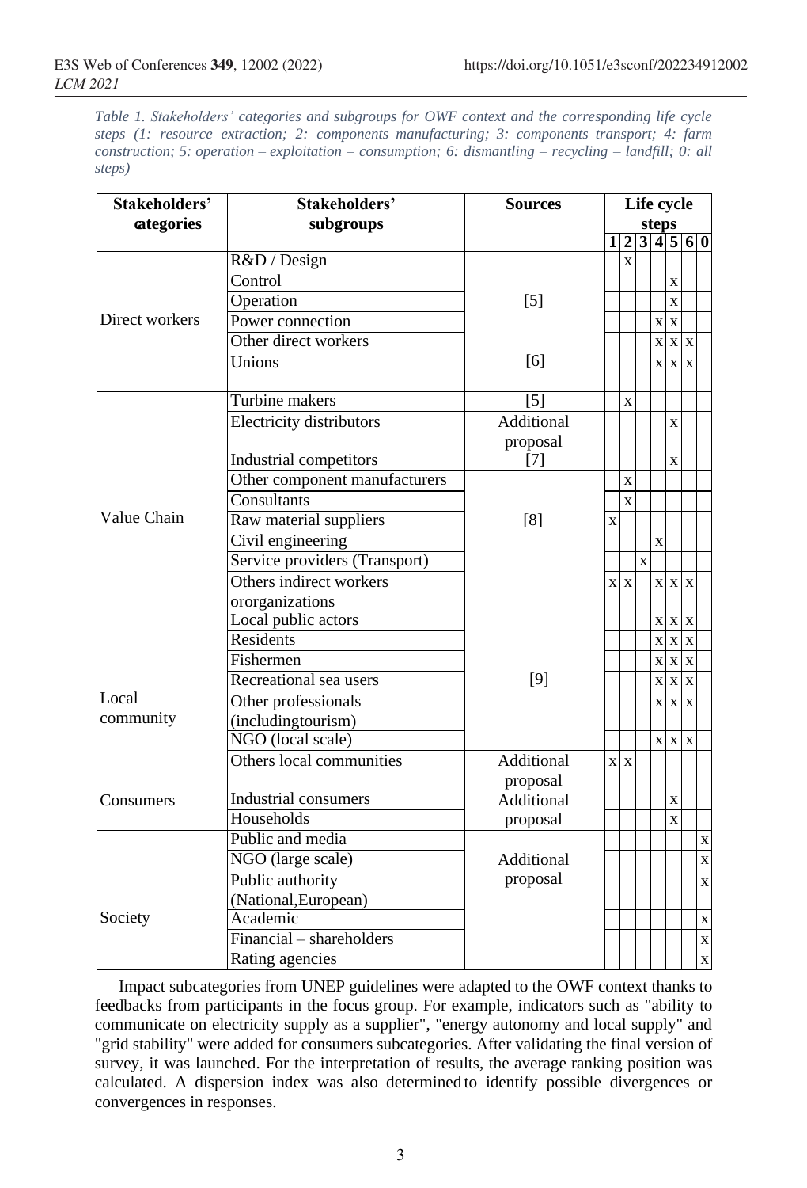*Table 1. Stakeholders' categories and subgroups for OWF context and the corresponding life cycle steps (1: resource extraction; 2: components manufacturing; 3: components transport; 4: farm construction; 5: operation – exploitation – consumption; 6: dismantling – recycling – landfill; 0: all steps)*

| Stakeholders' categories | Stakeholders' subgroups | Sources | Life cycle steps | | | | | | |
|---|---|---|---|---|---|---|---|---|---|
| | | | 1 | 2 | 3 | 4 | 5 | 6 | 0 |
| Direct workers | R&D / Design | [5] | | x | | | | | |
| | Control | | | | | | x | | |
| | Operation | | | | | | x | | |
| | Power connection | | | | | x | x | | |
| | Other direct workers | | | | | x | x | x | |
| | Unions | [6] | | | | x | x | x | |
| Value Chain | Turbine makers | [5] | | x | | | | | |
| | Electricity distributors | Additional proposal | | | | | x | | |
| | Industrial competitors | [7] | | | | | x | | |
| | Other component manufacturers | [8] | | x | | | | | |
| | Consultants | | | x | | | | | |
| | Raw material suppliers | | x | | | | | | |
| | Civil engineering | | | | | x | | | |
| | Service providers (Transport) | | | | x | | | | |
| | Others indirect workers ororganizations | | x | x | | x | x | x | |
| Local community | Local public actors | [9] | | | | x | x | x | |
| | Residents | | | | | x | x | x | |
| | Fishermen | | | | | x | x | x | |
| | Recreational sea users | | | | | x | x | x | |
| | Other professionals (includingtourism) | | | | | x | x | x | |
| | NGO (local scale) | | | | | x | x | x | |
| | Others local communities | Additional proposal | x | x | | | | | |
| Consumers | Industrial consumers | Additional proposal | | | | | x | | |
| | Households | | | | | | x | | |
| Society | Public and media | Additional proposal | | | | | | | x |
| | NGO (large scale) | | | | | | | | x |
| | Public authority (National,European) | | | | | | | | x |
| | Academic | | | | | | | | x |
| | Financial – shareholders | | | | | | | | x |
| | Rating agencies | | | | | | | | x |

Impact subcategories from UNEP guidelines were adapted to the OWF context thanks to feedbacks from participants in the focus group. For example, indicators such as "ability to communicate on electricity supply as a supplier", "energy autonomy and local supply" and "grid stability" were added for consumers subcategories. After validating the final version of survey, it was launched. For the interpretation of results, the average ranking position was calculated. A dispersion index was also determined to identify possible divergences or convergences in responses.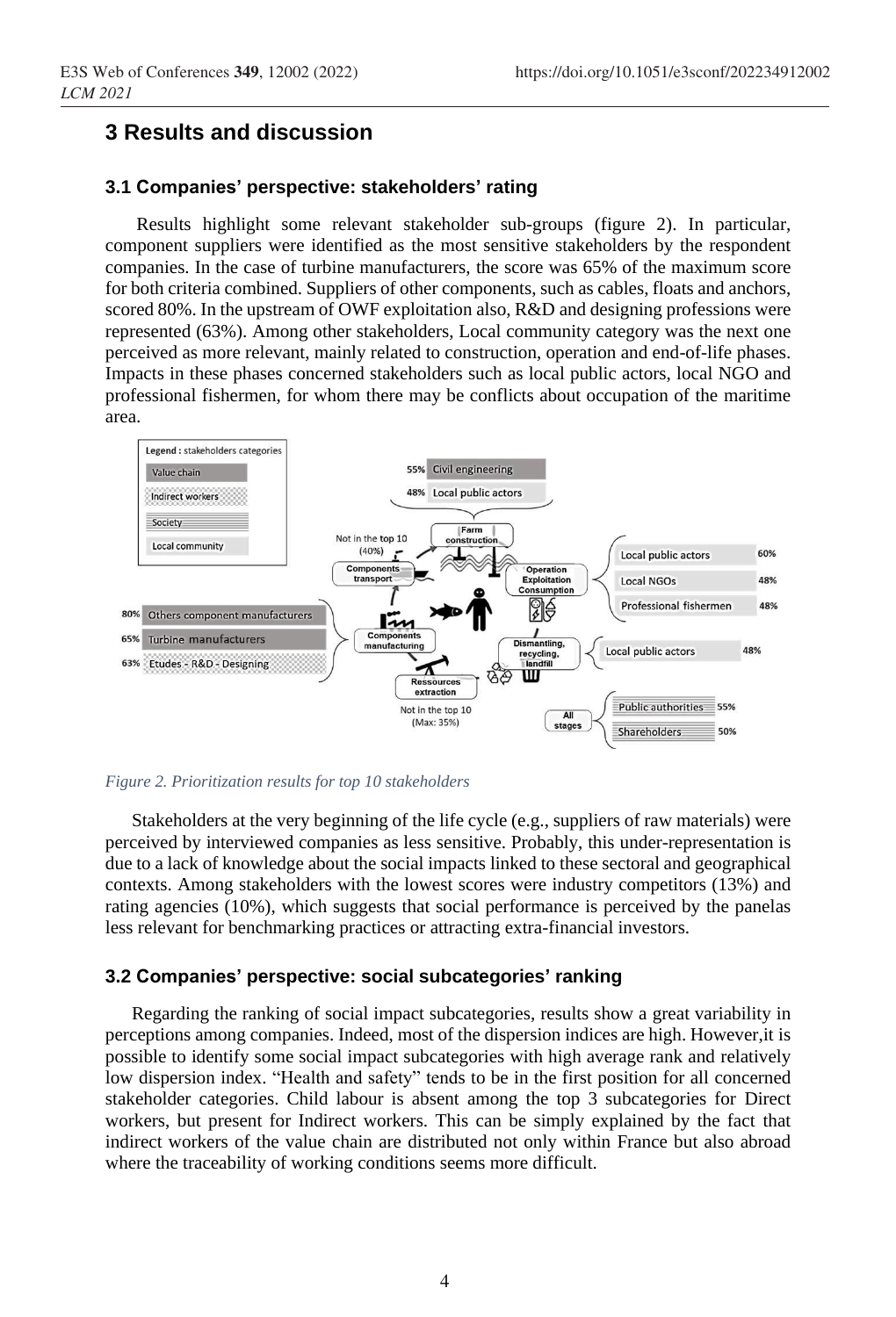## 3 Results and discussion

### 3.1 Companies' perspective: stakeholders' rating

Results highlight some relevant stakeholder sub-groups (figure 2). In particular, component suppliers were identified as the most sensitive stakeholders by the respondent companies. In the case of turbine manufacturers, the score was 65% of the maximum score for both criteria combined. Suppliers of other components, such as cables, floats and anchors, scored 80%. In the upstream of OWF exploitation also, R&D and designing professions were represented (63%). Among other stakeholders, Local community category was the next one perceived as more relevant, mainly related to construction, operation and end-of-life phases. Impacts in these phases concerned stakeholders such as local public actors, local NGO and professional fishermen, for whom there may be conflicts about occupation of the maritime area.

Legend : stakeholders categories
Value chain
Indirect workers
Society
Local community

55% Civil engineering
48% Local public actors
Farm construction
Not in the top 10 (40%)
Components transport
Operation Exploitation Consumption
Local public actors 60%
Local NGOs 48%
Professional fishermen 48%
80% Others component manufacturers
65% Turbine manufacturers
63% Etudes - R&D - Designing
Components manufacturing
Dismantling, recycling, landfill
Local public actors 48%
Ressources extraction
Not in the top 10 (Max: 35%)
All stages
Public authorities 55%
Shareholders 50%

*Figure 2. Prioritization results for top 10 stakeholders*

Stakeholders at the very beginning of the life cycle (e.g., suppliers of raw materials) were perceived by interviewed companies as less sensitive. Probably, this under-representation is due to a lack of knowledge about the social impacts linked to these sectoral and geographical contexts. Among stakeholders with the lowest scores were industry competitors (13%) and rating agencies (10%), which suggests that social performance is perceived by the panelas less relevant for benchmarking practices or attracting extra-financial investors.

### 3.2 Companies' perspective: social subcategories' ranking

Regarding the ranking of social impact subcategories, results show a great variability in perceptions among companies. Indeed, most of the dispersion indices are high. However,it is possible to identify some social impact subcategories with high average rank and relatively low dispersion index. "Health and safety" tends to be in the first position for all concerned stakeholder categories. Child labour is absent among the top 3 subcategories for Direct workers, but present for Indirect workers. This can be simply explained by the fact that indirect workers of the value chain are distributed not only within France but also abroad where the traceability of working conditions seems more difficult.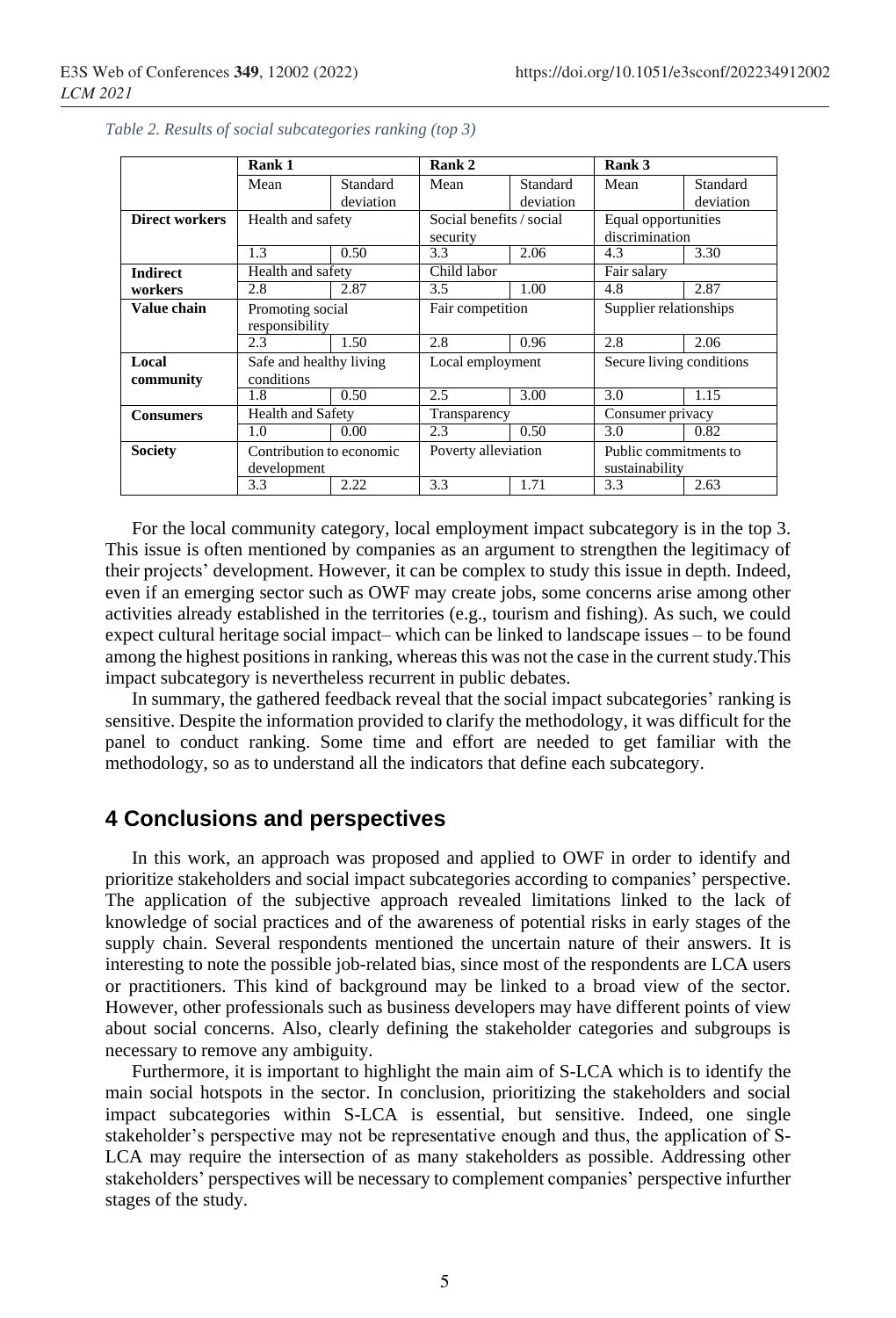*Table 2. Results of social subcategories ranking (top 3)*

| | Rank 1 | | Rank 2 | | Rank 3 | |
|---|---|---|---|---|---|---|
| | Mean | Standard deviation | Mean | Standard deviation | Mean | Standard deviation |
| **Direct workers** | Health and safety | | Social benefits / social security | | Equal opportunities discrimination | |
| | 1.3 | 0.50 | 3.3 | 2.06 | 4.3 | 3.30 |
| **Indirect workers** | Health and safety | | Child labor | | Fair salary | |
| | 2.8 | 2.87 | 3.5 | 1.00 | 4.8 | 2.87 |
| **Value chain** | Promoting social responsibility | | Fair competition | | Supplier relationships | |
| | 2.3 | 1.50 | 2.8 | 0.96 | 2.8 | 2.06 |
| **Local community** | Safe and healthy living conditions | | Local employment | | Secure living conditions | |
| | 1.8 | 0.50 | 2.5 | 3.00 | 3.0 | 1.15 |
| **Consumers** | Health and Safety | | Transparency | | Consumer privacy | |
| | 1.0 | 0.00 | 2.3 | 0.50 | 3.0 | 0.82 |
| **Society** | Contribution to economic development | | Poverty alleviation | | Public commitments to sustainability | |
| | 3.3 | 2.22 | 3.3 | 1.71 | 3.3 | 2.63 |

For the local community category, local employment impact subcategory is in the top 3. This issue is often mentioned by companies as an argument to strengthen the legitimacy of their projects' development. However, it can be complex to study this issue in depth. Indeed, even if an emerging sector such as OWF may create jobs, some concerns arise among other activities already established in the territories (e.g., tourism and fishing). As such, we could expect cultural heritage social impact– which can be linked to landscape issues – to be found among the highest positions in ranking, whereas this was not the case in the current study.This impact subcategory is nevertheless recurrent in public debates.

In summary, the gathered feedback reveal that the social impact subcategories' ranking is sensitive. Despite the information provided to clarify the methodology, it was difficult for the panel to conduct ranking. Some time and effort are needed to get familiar with the methodology, so as to understand all the indicators that define each subcategory.

## 4 Conclusions and perspectives

In this work, an approach was proposed and applied to OWF in order to identify and prioritize stakeholders and social impact subcategories according to companies' perspective. The application of the subjective approach revealed limitations linked to the lack of knowledge of social practices and of the awareness of potential risks in early stages of the supply chain. Several respondents mentioned the uncertain nature of their answers. It is interesting to note the possible job-related bias, since most of the respondents are LCA users or practitioners. This kind of background may be linked to a broad view of the sector. However, other professionals such as business developers may have different points of view about social concerns. Also, clearly defining the stakeholder categories and subgroups is necessary to remove any ambiguity.

Furthermore, it is important to highlight the main aim of S-LCA which is to identify the main social hotspots in the sector. In conclusion, prioritizing the stakeholders and social impact subcategories within S-LCA is essential, but sensitive. Indeed, one single stakeholder's perspective may not be representative enough and thus, the application of S-LCA may require the intersection of as many stakeholders as possible. Addressing other stakeholders' perspectives will be necessary to complement companies' perspective infurther stages of the study.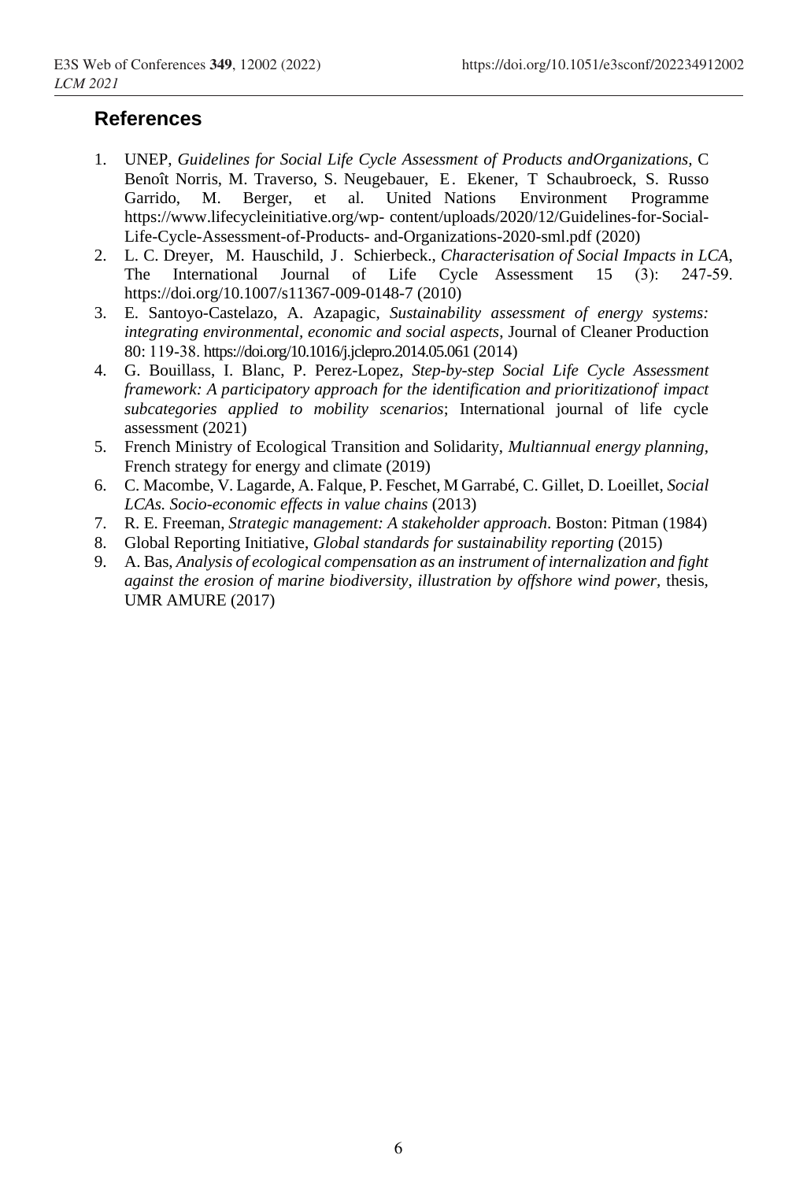## References

1. UNEP, *Guidelines for Social Life Cycle Assessment of Products andOrganizations,* C Benoît Norris, M. Traverso, S. Neugebauer, E. Ekener, T Schaubroeck, S. Russo Garrido, M. Berger, et al. United Nations Environment Programme https://www.lifecycleinitiative.org/wp- content/uploads/2020/12/Guidelines-for-Social-Life-Cycle-Assessment-of-Products- and-Organizations-2020-sml.pdf (2020)
2. L. C. Dreyer, M. Hauschild, J. Schierbeck., *Characterisation of Social Impacts in LCA*, The International Journal of Life Cycle Assessment 15 (3): 247-59. https://doi.org/10.1007/s11367-009-0148-7 (2010)
3. E. Santoyo-Castelazo, A. Azapagic, *Sustainability assessment of energy systems: integrating environmental, economic and social aspects*, Journal of Cleaner Production 80: 119-38. https://doi.org/10.1016/j.jclepro.2014.05.061 (2014)
4. G. Bouillass, I. Blanc, P. Perez-Lopez, *Step-by-step Social Life Cycle Assessment framework: A participatory approach for the identification and prioritizationof impact subcategories applied to mobility scenarios*; International journal of life cycle assessment (2021)
5. French Ministry of Ecological Transition and Solidarity, *Multiannual energy planning*, French strategy for energy and climate (2019)
6. C. Macombe, V. Lagarde, A. Falque, P. Feschet, M Garrabé, C. Gillet, D. Loeillet, *Social LCAs. Socio-economic effects in value chains* (2013)
7. R. E. Freeman, *Strategic management: A stakeholder approach*. Boston: Pitman (1984)
8. Global Reporting Initiative, *Global standards for sustainability reporting* (2015)
9. A. Bas, *Analysis of ecological compensation as an instrument of internalization and fight against the erosion of marine biodiversity, illustration by offshore wind power,* thesis, UMR AMURE (2017)